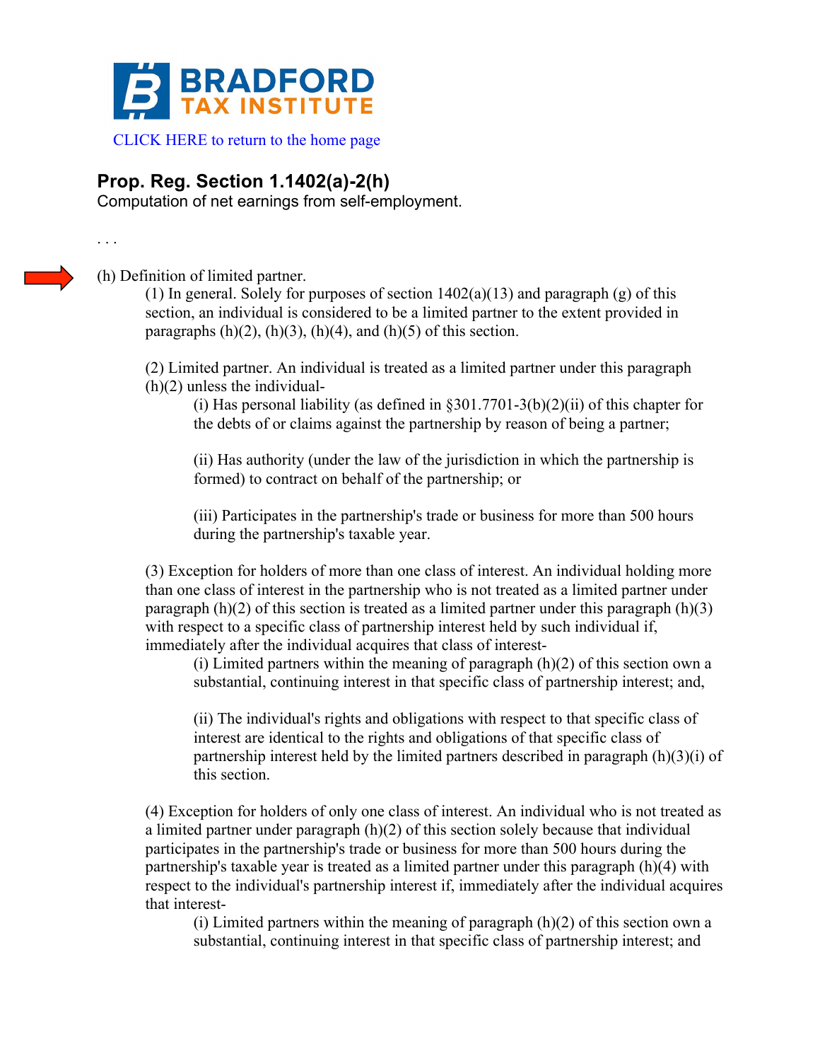BRADFORD
TAX INSTITUTE

CLICK HERE to return to the home page

## Prop. Reg. Section 1.1402(a)-2(h)

Computation of net earnings from self-employment.

. . .

(h) Definition of limited partner.

(1) In general. Solely for purposes of section 1402(a)(13) and paragraph (g) of this section, an individual is considered to be a limited partner to the extent provided in paragraphs (h)(2), (h)(3), (h)(4), and (h)(5) of this section.

(2) Limited partner. An individual is treated as a limited partner under this paragraph (h)(2) unless the individual-

(i) Has personal liability (as defined in §301.7701-3(b)(2)(ii) of this chapter for the debts of or claims against the partnership by reason of being a partner;

(ii) Has authority (under the law of the jurisdiction in which the partnership is formed) to contract on behalf of the partnership; or

(iii) Participates in the partnership's trade or business for more than 500 hours during the partnership's taxable year.

(3) Exception for holders of more than one class of interest. An individual holding more than one class of interest in the partnership who is not treated as a limited partner under paragraph (h)(2) of this section is treated as a limited partner under this paragraph (h)(3) with respect to a specific class of partnership interest held by such individual if, immediately after the individual acquires that class of interest-

(i) Limited partners within the meaning of paragraph (h)(2) of this section own a substantial, continuing interest in that specific class of partnership interest; and,

(ii) The individual's rights and obligations with respect to that specific class of interest are identical to the rights and obligations of that specific class of partnership interest held by the limited partners described in paragraph (h)(3)(i) of this section.

(4) Exception for holders of only one class of interest. An individual who is not treated as a limited partner under paragraph (h)(2) of this section solely because that individual participates in the partnership's trade or business for more than 500 hours during the partnership's taxable year is treated as a limited partner under this paragraph (h)(4) with respect to the individual's partnership interest if, immediately after the individual acquires that interest-

(i) Limited partners within the meaning of paragraph (h)(2) of this section own a substantial, continuing interest in that specific class of partnership interest; and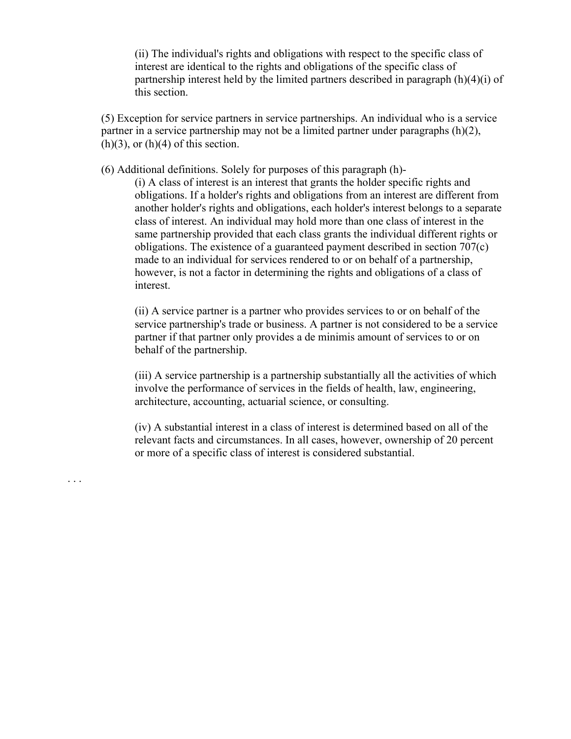(ii) The individual's rights and obligations with respect to the specific class of interest are identical to the rights and obligations of the specific class of partnership interest held by the limited partners described in paragraph (h)(4)(i) of this section.

(5) Exception for service partners in service partnerships. An individual who is a service partner in a service partnership may not be a limited partner under paragraphs (h)(2), (h)(3), or (h)(4) of this section.

(6) Additional definitions. Solely for purposes of this paragraph (h)-

(i) A class of interest is an interest that grants the holder specific rights and obligations. If a holder's rights and obligations from an interest are different from another holder's rights and obligations, each holder's interest belongs to a separate class of interest. An individual may hold more than one class of interest in the same partnership provided that each class grants the individual different rights or obligations. The existence of a guaranteed payment described in section 707(c) made to an individual for services rendered to or on behalf of a partnership, however, is not a factor in determining the rights and obligations of a class of interest.

(ii) A service partner is a partner who provides services to or on behalf of the service partnership's trade or business. A partner is not considered to be a service partner if that partner only provides a de minimis amount of services to or on behalf of the partnership.

(iii) A service partnership is a partnership substantially all the activities of which involve the performance of services in the fields of health, law, engineering, architecture, accounting, actuarial science, or consulting.

(iv) A substantial interest in a class of interest is determined based on all of the relevant facts and circumstances. In all cases, however, ownership of 20 percent or more of a specific class of interest is considered substantial.

. . .